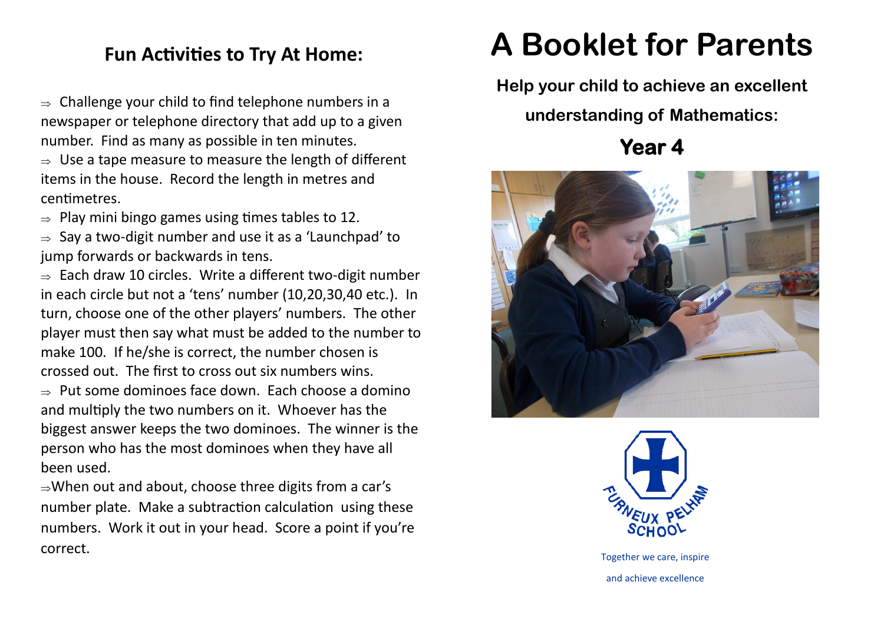## Fun Activities to Try At Home:

- Challenge your child to find telephone numbers in a newspaper or telephone directory that add up to a given number. Find as many as possible in ten minutes.
- Use a tape measure to measure the length of different items in the house. Record the length in metres and centimetres.
- Play mini bingo games using times tables to 12.
- Say a two-digit number and use it as a 'Launchpad' to jump forwards or backwards in tens.
- Each draw 10 circles. Write a different two-digit number in each circle but not a 'tens' number (10,20,30,40 etc.). In turn, choose one of the other players' numbers. The other player must then say what must be added to the number to make 100. If he/she is correct, the number chosen is crossed out. The first to cross out six numbers wins.
- Put some dominoes face down. Each choose a domino and multiply the two numbers on it. Whoever has the biggest answer keeps the two dominoes. The winner is the person who has the most dominoes when they have all been used.
- When out and about, choose three digits from a car's number plate. Make a subtraction calculation using these numbers. Work it out in your head. Score a point if you're correct.

# A Booklet for Parents

**Help your child to achieve an excellent understanding of Mathematics:**

## Year 4

FURNEUX PELHAM SCHOOL

Together we care, inspire and achieve excellence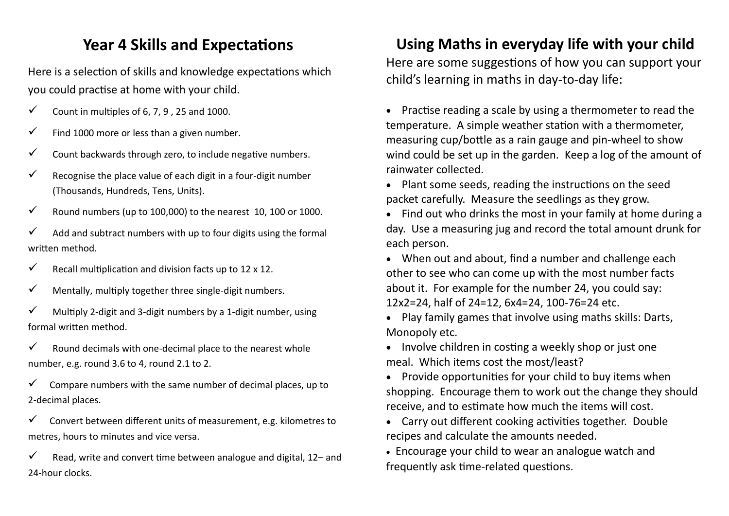## Year 4 Skills and Expectations

Here is a selection of skills and knowledge expectations which you could practise at home with your child.

- ✓ Count in multiples of 6, 7, 9 , 25 and 1000.
- ✓ Find 1000 more or less than a given number.
- ✓ Count backwards through zero, to include negative numbers.
- ✓ Recognise the place value of each digit in a four-digit number (Thousands, Hundreds, Tens, Units).
- ✓ Round numbers (up to 100,000) to the nearest 10, 100 or 1000.
- ✓ Add and subtract numbers with up to four digits using the formal written method.
- ✓ Recall multiplication and division facts up to 12 x 12.
- ✓ Mentally, multiply together three single-digit numbers.
- ✓ Multiply 2-digit and 3-digit numbers by a 1-digit number, using formal written method.
- ✓ Round decimals with one-decimal place to the nearest whole number, e.g. round 3.6 to 4, round 2.1 to 2.
- ✓ Compare numbers with the same number of decimal places, up to 2-decimal places.
- ✓ Convert between different units of measurement, e.g. kilometres to metres, hours to minutes and vice versa.
- ✓ Read, write and convert time between analogue and digital, 12– and 24-hour clocks.

## Using Maths in everyday life with your child

Here are some suggestions of how you can support your child's learning in maths in day-to-day life:

- Practise reading a scale by using a thermometer to read the temperature. A simple weather station with a thermometer, measuring cup/bottle as a rain gauge and pin-wheel to show wind could be set up in the garden. Keep a log of the amount of rainwater collected.
- Plant some seeds, reading the instructions on the seed packet carefully. Measure the seedlings as they grow.
- Find out who drinks the most in your family at home during a day. Use a measuring jug and record the total amount drunk for each person.
- When out and about, find a number and challenge each other to see who can come up with the most number facts about it. For example for the number 24, you could say: 12x2=24, half of 24=12, 6x4=24, 100-76=24 etc.
- Play family games that involve using maths skills: Darts, Monopoly etc.
- Involve children in costing a weekly shop or just one meal. Which items cost the most/least?
- Provide opportunities for your child to buy items when shopping. Encourage them to work out the change they should receive, and to estimate how much the items will cost.
- Carry out different cooking activities together. Double recipes and calculate the amounts needed.
- Encourage your child to wear an analogue watch and frequently ask time-related questions.